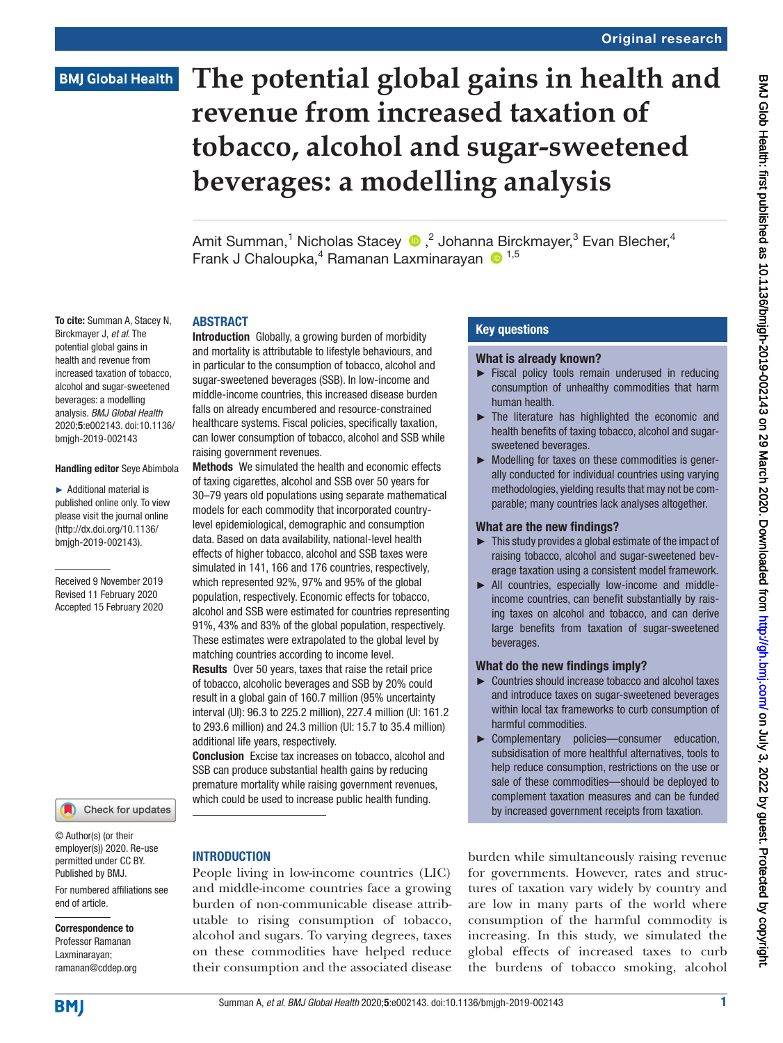Original research

BMJ Global Health

# The potential global gains in health and revenue from increased taxation of tobacco, alcohol and sugar-sweetened beverages: a modelling analysis

Amit Summan,[1] Nicholas Stacey,[2] Johanna Birckmayer,[3] Evan Blecher,[4] Frank J Chaloupka,[4] Ramanan Laxminarayan[1,5]

**To cite:** Summan A, Stacey N, Birckmayer J, *et al*. The potential global gains in health and revenue from increased taxation of tobacco, alcohol and sugar-sweetened beverages: a modelling analysis. *BMJ Global Health* 2020;**5**:e002143. doi:10.1136/bmjgh-2019-002143

**Handling editor** Seye Abimbola

► Additional material is published online only. To view please visit the journal online (http://dx.doi.org/10.1136/bmjgh-2019-002143).

Received 9 November 2019
Revised 11 February 2020
Accepted 15 February 2020

© Author(s) (or their employer(s)) 2020. Re-use permitted under CC BY. Published by BMJ.

For numbered affiliations see end of article.

**Correspondence to**
Professor Ramanan Laxminarayan;
ramanan@cddep.org

## ABSTRACT

**Introduction** Globally, a growing burden of morbidity and mortality is attributable to lifestyle behaviours, and in particular to the consumption of tobacco, alcohol and sugar-sweetened beverages (SSB). In low-income and middle-income countries, this increased disease burden falls on already encumbered and resource-constrained healthcare systems. Fiscal policies, specifically taxation, can lower consumption of tobacco, alcohol and SSB while raising government revenues.

**Methods** We simulated the health and economic effects of taxing cigarettes, alcohol and SSB over 50 years for 30–79 years old populations using separate mathematical models for each commodity that incorporated country-level epidemiological, demographic and consumption data. Based on data availability, national-level health effects of higher tobacco, alcohol and SSB taxes were simulated in 141, 166 and 176 countries, respectively, which represented 92%, 97% and 95% of the global population, respectively. Economic effects for tobacco, alcohol and SSB were estimated for countries representing 91%, 43% and 83% of the global population, respectively. These estimates were extrapolated to the global level by matching countries according to income level.

**Results** Over 50 years, taxes that raise the retail price of tobacco, alcoholic beverages and SSB by 20% could result in a global gain of 160.7 million (95% uncertainty interval (UI): 96.3 to 225.2 million), 227.4 million (UI: 161.2 to 293.6 million) and 24.3 million (UI: 15.7 to 35.4 million) additional life years, respectively.

**Conclusion** Excise tax increases on tobacco, alcohol and SSB can produce substantial health gains by reducing premature mortality while raising government revenues, which could be used to increase public health funding.

### Key questions

#### What is already known?

- ► Fiscal policy tools remain underused in reducing consumption of unhealthy commodities that harm human health.
- ► The literature has highlighted the economic and health benefits of taxing tobacco, alcohol and sugar-sweetened beverages.
- ► Modelling for taxes on these commodities is generally conducted for individual countries using varying methodologies, yielding results that may not be comparable; many countries lack analyses altogether.

#### What are the new findings?

- ► This study provides a global estimate of the impact of raising tobacco, alcohol and sugar-sweetened beverage taxation using a consistent model framework.
- ► All countries, especially low-income and middle-income countries, can benefit substantially by raising taxes on alcohol and tobacco, and can derive large benefits from taxation of sugar-sweetened beverages.

#### What do the new findings imply?

- ► Countries should increase tobacco and alcohol taxes and introduce taxes on sugar-sweetened beverages within local tax frameworks to curb consumption of harmful commodities.
- ► Complementary policies—consumer education, subsidisation of more healthful alternatives, tools to help reduce consumption, restrictions on the use or sale of these commodities—should be deployed to complement taxation measures and can be funded by increased government receipts from taxation.

## INTRODUCTION

People living in low-income countries (LIC) and middle-income countries face a growing burden of non-communicable disease attributable to rising consumption of tobacco, alcohol and sugars. To varying degrees, taxes on these commodities have helped reduce their consumption and the associated disease burden while simultaneously raising revenue for governments. However, rates and structures of taxation vary widely by country and are low in many parts of the world where consumption of the harmful commodity is increasing. In this study, we simulated the global effects of increased taxes to curb the burdens of tobacco smoking, alcohol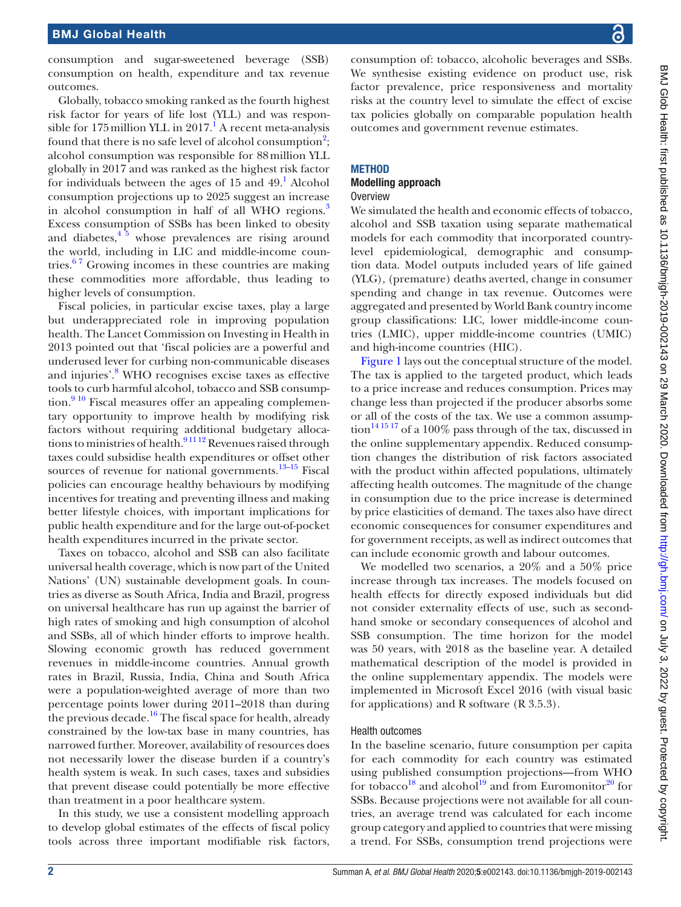consumption and sugar-sweetened beverage (SSB) consumption on health, expenditure and tax revenue outcomes.

Globally, tobacco smoking ranked as the fourth highest risk factor for years of life lost (YLL) and was responsible for 175 million YLL in 2017.[1] A recent meta-analysis found that there is no safe level of alcohol consumption[2]; alcohol consumption was responsible for 88 million YLL globally in 2017 and was ranked as the highest risk factor for individuals between the ages of 15 and 49.[1] Alcohol consumption projections up to 2025 suggest an increase in alcohol consumption in half of all WHO regions.[3] Excess consumption of SSBs has been linked to obesity and diabetes,[4 5] whose prevalences are rising around the world, including in LIC and middle-income countries.[6 7] Growing incomes in these countries are making these commodities more affordable, thus leading to higher levels of consumption.

Fiscal policies, in particular excise taxes, play a large but underappreciated role in improving population health. The Lancet Commission on Investing in Health in 2013 pointed out that 'fiscal policies are a powerful and underused lever for curbing non-communicable diseases and injuries'.[8] WHO recognises excise taxes as effective tools to curb harmful alcohol, tobacco and SSB consumption.[9 10] Fiscal measures offer an appealing complementary opportunity to improve health by modifying risk factors without requiring additional budgetary allocations to ministries of health.[9 11 12] Revenues raised through taxes could subsidise health expenditures or offset other sources of revenue for national governments.[13–15] Fiscal policies can encourage healthy behaviours by modifying incentives for treating and preventing illness and making better lifestyle choices, with important implications for public health expenditure and for the large out-of-pocket health expenditures incurred in the private sector.

Taxes on tobacco, alcohol and SSB can also facilitate universal health coverage, which is now part of the United Nations' (UN) sustainable development goals. In countries as diverse as South Africa, India and Brazil, progress on universal healthcare has run up against the barrier of high rates of smoking and high consumption of alcohol and SSBs, all of which hinder efforts to improve health. Slowing economic growth has reduced government revenues in middle-income countries. Annual growth rates in Brazil, Russia, India, China and South Africa were a population-weighted average of more than two percentage points lower during 2011–2018 than during the previous decade.[16] The fiscal space for health, already constrained by the low-tax base in many countries, has narrowed further. Moreover, availability of resources does not necessarily lower the disease burden if a country's health system is weak. In such cases, taxes and subsidies that prevent disease could potentially be more effective than treatment in a poor healthcare system.

In this study, we use a consistent modelling approach to develop global estimates of the effects of fiscal policy tools across three important modifiable risk factors, consumption of: tobacco, alcoholic beverages and SSBs. We synthesise existing evidence on product use, risk factor prevalence, price responsiveness and mortality risks at the country level to simulate the effect of excise tax policies globally on comparable population health outcomes and government revenue estimates.

## METHOD

### Modelling approach

#### Overview

We simulated the health and economic effects of tobacco, alcohol and SSB taxation using separate mathematical models for each commodity that incorporated country-level epidemiological, demographic and consumption data. Model outputs included years of life gained (YLG), (premature) deaths averted, change in consumer spending and change in tax revenue. Outcomes were aggregated and presented by World Bank country income group classifications: LIC, lower middle-income countries (LMIC), upper middle-income countries (UMIC) and high-income countries (HIC).

Figure 1 lays out the conceptual structure of the model. The tax is applied to the targeted product, which leads to a price increase and reduces consumption. Prices may change less than projected if the producer absorbs some or all of the costs of the tax. We use a common assumption[14 15 17] of a 100% pass through of the tax, discussed in the online supplementary appendix. Reduced consumption changes the distribution of risk factors associated with the product within affected populations, ultimately affecting health outcomes. The magnitude of the change in consumption due to the price increase is determined by price elasticities of demand. The taxes also have direct economic consequences for consumer expenditures and for government receipts, as well as indirect outcomes that can include economic growth and labour outcomes.

We modelled two scenarios, a 20% and a 50% price increase through tax increases. The models focused on health effects for directly exposed individuals but did not consider externality effects of use, such as second-hand smoke or secondary consequences of alcohol and SSB consumption. The time horizon for the model was 50 years, with 2018 as the baseline year. A detailed mathematical description of the model is provided in the online supplementary appendix. The models were implemented in Microsoft Excel 2016 (with visual basic for applications) and R software (R 3.5.3).

#### Health outcomes

In the baseline scenario, future consumption per capita for each commodity for each country was estimated using published consumption projections—from WHO for tobacco[18] and alcohol[19] and from Euromonitor[20] for SSBs. Because projections were not available for all countries, an average trend was calculated for each income group category and applied to countries that were missing a trend. For SSBs, consumption trend projections were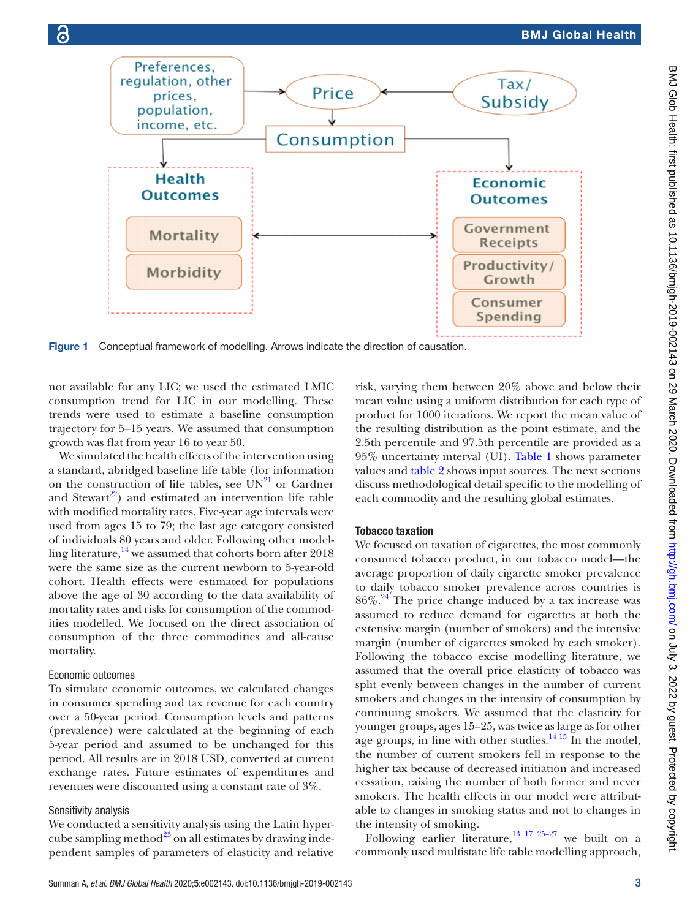Figure 1 Conceptual framework of modelling. Arrows indicate the direction of causation.

not available for any LIC; we used the estimated LMIC consumption trend for LIC in our modelling. These trends were used to estimate a baseline consumption trajectory for 5–15 years. We assumed that consumption growth was flat from year 16 to year 50.

We simulated the health effects of the intervention using a standard, abridged baseline life table (for information on the construction of life tables, see UN[21] or Gardner and Stewart[22]) and estimated an intervention life table with modified mortality rates. Five-year age intervals were used from ages 15 to 79; the last age category consisted of individuals 80 years and older. Following other modelling literature,[14] we assumed that cohorts born after 2018 were the same size as the current newborn to 5-year-old cohort. Health effects were estimated for populations above the age of 30 according to the data availability of mortality rates and risks for consumption of the commodities modelled. We focused on the direct association of consumption of the three commodities and all-cause mortality.

### Economic outcomes

To simulate economic outcomes, we calculated changes in consumer spending and tax revenue for each country over a 50-year period. Consumption levels and patterns (prevalence) were calculated at the beginning of each 5-year period and assumed to be unchanged for this period. All results are in 2018 USD, converted at current exchange rates. Future estimates of expenditures and revenues were discounted using a constant rate of 3%.

### Sensitivity analysis

We conducted a sensitivity analysis using the Latin hypercube sampling method[23] on all estimates by drawing independent samples of parameters of elasticity and relative risk, varying them between 20% above and below their mean value using a uniform distribution for each type of product for 1000 iterations. We report the mean value of the resulting distribution as the point estimate, and the 2.5th percentile and 97.5th percentile are provided as a 95% uncertainty interval (UI). Table 1 shows parameter values and table 2 shows input sources. The next sections discuss methodological detail specific to the modelling of each commodity and the resulting global estimates.

## Tobacco taxation

We focused on taxation of cigarettes, the most commonly consumed tobacco product, in our tobacco model—the average proportion of daily cigarette smoker prevalence to daily tobacco smoker prevalence across countries is 86%.[24] The price change induced by a tax increase was assumed to reduce demand for cigarettes at both the extensive margin (number of smokers) and the intensive margin (number of cigarettes smoked by each smoker). Following the tobacco excise modelling literature, we assumed that the overall price elasticity of tobacco was split evenly between changes in the number of current smokers and changes in the intensity of consumption by continuing smokers. We assumed that the elasticity for younger groups, ages 15–25, was twice as large as for other age groups, in line with other studies.[14,15] In the model, the number of current smokers fell in response to the higher tax because of decreased initiation and increased cessation, raising the number of both former and never smokers. The health effects in our model were attributable to changes in smoking status and not to changes in the intensity of smoking.

Following earlier literature,[13,17,25–27] we built on a commonly used multistate life table modelling approach,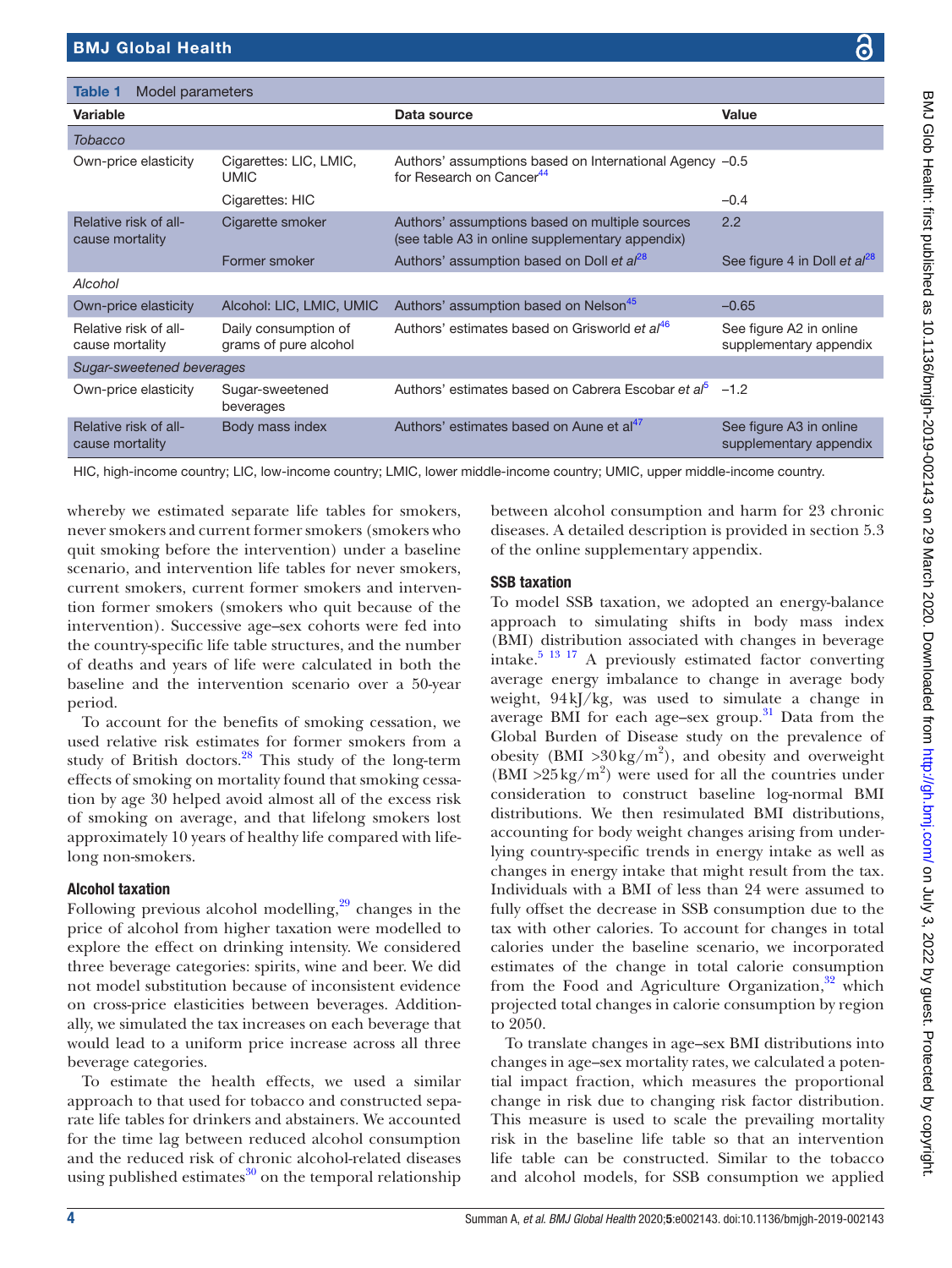**Table 1** Model parameters

| Variable | | Data source | Value |
|---|---|---|---|
| *Tobacco* | | | |
| Own-price elasticity | Cigarettes: LIC, LMIC, UMIC | Authors' assumptions based on International Agency for Research on Cancer[44] | −0.5 |
| | Cigarettes: HIC | | −0.4 |
| Relative risk of all-cause mortality | Cigarette smoker | Authors' assumptions based on multiple sources (see table A3 in online supplementary appendix) | 2.2 |
| | Former smoker | Authors' assumption based on Doll *et al*[28] | See figure 4 in Doll *et al*[28] |
| *Alcohol* | | | |
| Own-price elasticity | Alcohol: LIC, LMIC, UMIC | Authors' assumption based on Nelson[45] | −0.65 |
| Relative risk of all-cause mortality | Daily consumption of grams of pure alcohol | Authors' estimates based on Grisworld *et al*[46] | See figure A2 in online supplementary appendix |
| *Sugar-sweetened beverages* | | | |
| Own-price elasticity | Sugar-sweetened beverages | Authors' estimates based on Cabrera Escobar *et al*[5] | −1.2 |
| Relative risk of all-cause mortality | Body mass index | Authors' estimates based on Aune et al[47] | See figure A3 in online supplementary appendix |

HIC, high-income country; LIC, low-income country; LMIC, lower middle-income country; UMIC, upper middle-income country.

whereby we estimated separate life tables for smokers, never smokers and current former smokers (smokers who quit smoking before the intervention) under a baseline scenario, and intervention life tables for never smokers, current smokers, current former smokers and intervention former smokers (smokers who quit because of the intervention). Successive age–sex cohorts were fed into the country-specific life table structures, and the number of deaths and years of life were calculated in both the baseline and the intervention scenario over a 50-year period.

To account for the benefits of smoking cessation, we used relative risk estimates for former smokers from a study of British doctors.[28] This study of the long-term effects of smoking on mortality found that smoking cessation by age 30 helped avoid almost all of the excess risk of smoking on average, and that lifelong smokers lost approximately 10 years of healthy life compared with lifelong non-smokers.

### Alcohol taxation

Following previous alcohol modelling,[29] changes in the price of alcohol from higher taxation were modelled to explore the effect on drinking intensity. We considered three beverage categories: spirits, wine and beer. We did not model substitution because of inconsistent evidence on cross-price elasticities between beverages. Additionally, we simulated the tax increases on each beverage that would lead to a uniform price increase across all three beverage categories.

To estimate the health effects, we used a similar approach to that used for tobacco and constructed separate life tables for drinkers and abstainers. We accounted for the time lag between reduced alcohol consumption and the reduced risk of chronic alcohol-related diseases using published estimates[30] on the temporal relationship between alcohol consumption and harm for 23 chronic diseases. A detailed description is provided in section 5.3 of the online supplementary appendix.

### SSB taxation

To model SSB taxation, we adopted an energy-balance approach to simulating shifts in body mass index (BMI) distribution associated with changes in beverage intake.[5 13 17] A previously estimated factor converting average energy imbalance to change in average body weight, 94 kJ/kg, was used to simulate a change in average BMI for each age–sex group.[31] Data from the Global Burden of Disease study on the prevalence of obesity (BMI >30 kg/m$^2$), and obesity and overweight (BMI >25 kg/m$^2$) were used for all the countries under consideration to construct baseline log-normal BMI distributions. We then resimulated BMI distributions, accounting for body weight changes arising from underlying country-specific trends in energy intake as well as changes in energy intake that might result from the tax. Individuals with a BMI of less than 24 were assumed to fully offset the decrease in SSB consumption due to the tax with other calories. To account for changes in total calories under the baseline scenario, we incorporated estimates of the change in total calorie consumption from the Food and Agriculture Organization,[32] which projected total changes in calorie consumption by region to 2050.

To translate changes in age–sex BMI distributions into changes in age–sex mortality rates, we calculated a potential impact fraction, which measures the proportional change in risk due to changing risk factor distribution. This measure is used to scale the prevailing mortality risk in the baseline life table so that an intervention life table can be constructed. Similar to the tobacco and alcohol models, for SSB consumption we applied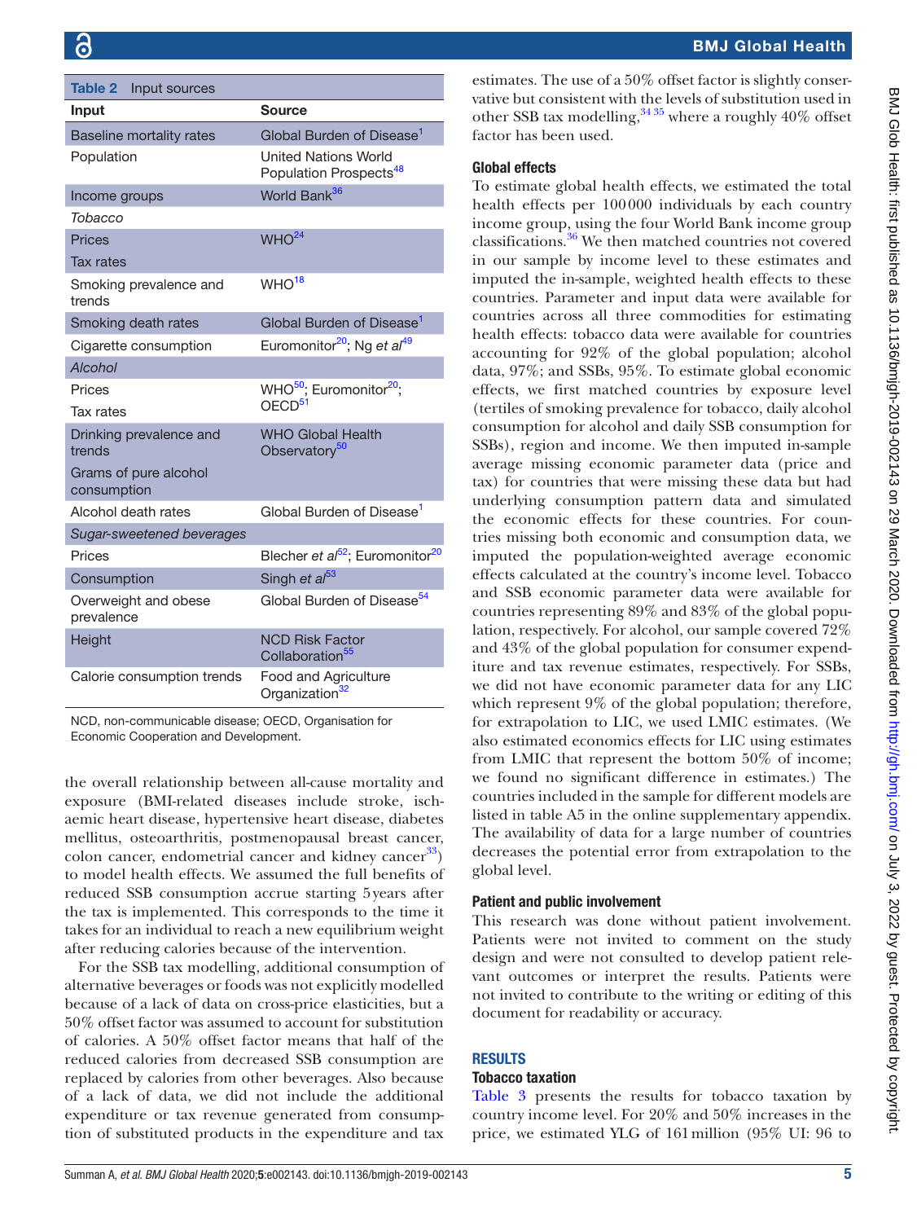**Table 2** Input sources

| Input | Source |
|---|---|
| Baseline mortality rates | Global Burden of Disease[1] |
| Population | United Nations World Population Prospects[48] |
| Income groups | World Bank[36] |
| *Tobacco* | |
| Prices | WHO[24] |
| Tax rates | |
| Smoking prevalence and trends | WHO[18] |
| Smoking death rates | Global Burden of Disease[1] |
| Cigarette consumption | Euromonitor[20]; Ng *et al*[49] |
| *Alcohol* | |
| Prices | WHO[50]; Euromonitor[20]; OECD[51] |
| Tax rates | |
| Drinking prevalence and trends | WHO Global Health Observatory[50] |
| Grams of pure alcohol consumption | |
| Alcohol death rates | Global Burden of Disease[1] |
| *Sugar-sweetened beverages* | |
| Prices | Blecher *et al*[52]; Euromonitor[20] |
| Consumption | Singh *et al*[53] |
| Overweight and obese prevalence | Global Burden of Disease[54] |
| Height | NCD Risk Factor Collaboration[55] |
| Calorie consumption trends | Food and Agriculture Organization[32] |

NCD, non-communicable disease; OECD, Organisation for Economic Cooperation and Development.

the overall relationship between all-cause mortality and exposure (BMI-related diseases include stroke, ischaemic heart disease, hypertensive heart disease, diabetes mellitus, osteoarthritis, postmenopausal breast cancer, colon cancer, endometrial cancer and kidney cancer[33]) to model health effects. We assumed the full benefits of reduced SSB consumption accrue starting 5 years after the tax is implemented. This corresponds to the time it takes for an individual to reach a new equilibrium weight after reducing calories because of the intervention.

For the SSB tax modelling, additional consumption of alternative beverages or foods was not explicitly modelled because of a lack of data on cross-price elasticities, but a 50% offset factor was assumed to account for substitution of calories. A 50% offset factor means that half of the reduced calories from decreased SSB consumption are replaced by calories from other beverages. Also because of a lack of data, we did not include the additional expenditure or tax revenue generated from consumption of substituted products in the expenditure and tax estimates. The use of a 50% offset factor is slightly conservative but consistent with the levels of substitution used in other SSB tax modelling,[34,35] where a roughly 40% offset factor has been used.

### Global effects

To estimate global health effects, we estimated the total health effects per 100 000 individuals by each country income group, using the four World Bank income group classifications.[36] We then matched countries not covered in our sample by income level to these estimates and imputed the in-sample, weighted health effects to these countries. Parameter and input data were available for countries across all three commodities for estimating health effects: tobacco data were available for countries accounting for 92% of the global population; alcohol data, 97%; and SSBs, 95%. To estimate global economic effects, we first matched countries by exposure level (tertiles of smoking prevalence for tobacco, daily alcohol consumption for alcohol and daily SSB consumption for SSBs), region and income. We then imputed in-sample average missing economic parameter data (price and tax) for countries that were missing these data but had underlying consumption pattern data and simulated the economic effects for these countries. For countries missing both economic and consumption data, we imputed the population-weighted average economic effects calculated at the country's income level. Tobacco and SSB economic parameter data were available for countries representing 89% and 83% of the global population, respectively. For alcohol, our sample covered 72% and 43% of the global population for consumer expenditure and tax revenue estimates, respectively. For SSBs, we did not have economic parameter data for any LIC which represent 9% of the global population; therefore, for extrapolation to LIC, we used LMIC estimates. (We also estimated economics effects for LIC using estimates from LMIC that represent the bottom 50% of income; we found no significant difference in estimates.) The countries included in the sample for different models are listed in table A5 in the online supplementary appendix. The availability of data for a large number of countries decreases the potential error from extrapolation to the global level.

### Patient and public involvement

This research was done without patient involvement. Patients were not invited to comment on the study design and were not consulted to develop patient relevant outcomes or interpret the results. Patients were not invited to contribute to the writing or editing of this document for readability or accuracy.

## RESULTS

### Tobacco taxation

Table 3 presents the results for tobacco taxation by country income level. For 20% and 50% increases in the price, we estimated YLG of 161 million (95% UI: 96 to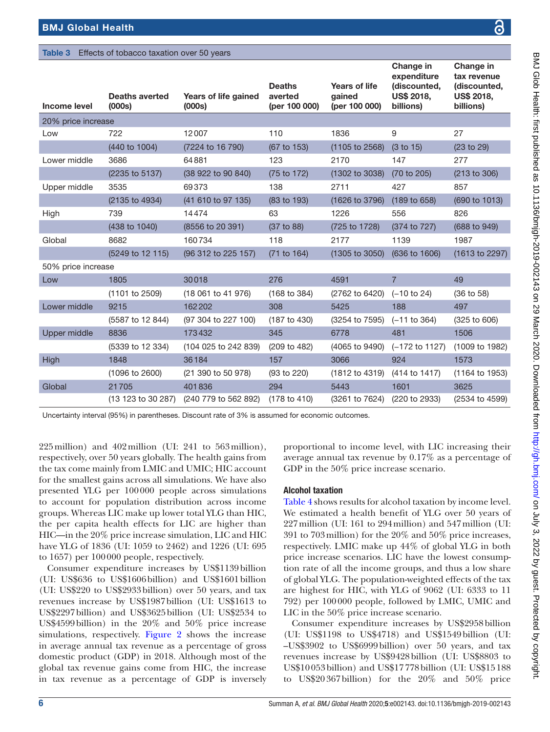**Table 3** Effects of tobacco taxation over 50 years

| Income level | Deaths averted (000s) | Years of life gained (000s) | Deaths averted (per 100 000) | Years of life gained (per 100 000) | Change in expenditure (discounted, US$ 2018, billions) | Change in tax revenue (discounted, US$ 2018, billions) |
|---|---|---|---|---|---|---|
| 20% price increase | | | | | | |
| Low | 722 | 12 007 | 110 | 1836 | 9 | 27 |
| | (440 to 1004) | (7224 to 16 790) | (67 to 153) | (1105 to 2568) | (3 to 15) | (23 to 29) |
| Lower middle | 3686 | 64 881 | 123 | 2170 | 147 | 277 |
| | (2235 to 5137) | (38 922 to 90 840) | (75 to 172) | (1302 to 3038) | (70 to 205) | (213 to 306) |
| Upper middle | 3535 | 69 373 | 138 | 2711 | 427 | 857 |
| | (2135 to 4934) | (41 610 to 97 135) | (83 to 193) | (1626 to 3796) | (189 to 658) | (690 to 1013) |
| High | 739 | 14 474 | 63 | 1226 | 556 | 826 |
| | (438 to 1040) | (8556 to 20 391) | (37 to 88) | (725 to 1728) | (374 to 727) | (688 to 949) |
| Global | 8682 | 160 734 | 118 | 2177 | 1139 | 1987 |
| | (5249 to 12 115) | (96 312 to 225 157) | (71 to 164) | (1305 to 3050) | (636 to 1606) | (1613 to 2297) |
| 50% price increase | | | | | | |
| Low | 1805 | 30 018 | 276 | 4591 | 7 | 49 |
| | (1101 to 2509) | (18 061 to 41 976) | (168 to 384) | (2762 to 6420) | (−10 to 24) | (36 to 58) |
| Lower middle | 9215 | 162 202 | 308 | 5425 | 188 | 497 |
| | (5587 to 12 844) | (97 304 to 227 100) | (187 to 430) | (3254 to 7595) | (−11 to 364) | (325 to 606) |
| Upper middle | 8836 | 173 432 | 345 | 6778 | 481 | 1506 |
| | (5339 to 12 334) | (104 025 to 242 839) | (209 to 482) | (4065 to 9490) | (−172 to 1127) | (1009 to 1982) |
| High | 1848 | 36 184 | 157 | 3066 | 924 | 1573 |
| | (1096 to 2600) | (21 390 to 50 978) | (93 to 220) | (1812 to 4319) | (414 to 1417) | (1164 to 1953) |
| Global | 21 705 | 401 836 | 294 | 5443 | 1601 | 3625 |
| | (13 123 to 30 287) | (240 779 to 562 892) | (178 to 410) | (3261 to 7624) | (220 to 2933) | (2534 to 4599) |

Uncertainty interval (95%) in parentheses. Discount rate of 3% is assumed for economic outcomes.

225 million) and 402 million (UI: 241 to 563 million), respectively, over 50 years globally. The health gains from the tax come mainly from LMIC and UMIC; HIC account for the smallest gains across all simulations. We have also presented YLG per 100 000 people across simulations to account for population distribution across income groups. Whereas LIC make up lower total YLG than HIC, the per capita health effects for LIC are higher than HIC—in the 20% price increase simulation, LIC and HIC have YLG of 1836 (UI: 1059 to 2462) and 1226 (UI: 695 to 1657) per 100 000 people, respectively.

Consumer expenditure increases by US$1139 billion (UI: US$636 to US$1606 billion) and US$1601 billion (UI: US$220 to US$2933 billion) over 50 years, and tax revenues increase by US$1987 billion (UI: US$1613 to US$2297 billion) and US$3625 billion (UI: US$2534 to US$4599 billion) in the 20% and 50% price increase simulations, respectively. Figure 2 shows the increase in average annual tax revenue as a percentage of gross domestic product (GDP) in 2018. Although most of the global tax revenue gains come from HIC, the increase in tax revenue as a percentage of GDP is inversely proportional to income level, with LIC increasing their average annual tax revenue by 0.17% as a percentage of GDP in the 50% price increase scenario.

### Alcohol taxation

Table 4 shows results for alcohol taxation by income level. We estimated a health benefit of YLG over 50 years of 227 million (UI: 161 to 294 million) and 547 million (UI: 391 to 703 million) for the 20% and 50% price increases, respectively. LMIC make up 44% of global YLG in both price increase scenarios. LIC have the lowest consumption rate of all the income groups, and thus a low share of global YLG. The population-weighted effects of the tax are highest for HIC, with YLG of 9062 (UI: 6333 to 11 792) per 100 000 people, followed by LMIC, UMIC and LIC in the 50% price increase scenario.

Consumer expenditure increases by US$2958 billion (UI: US$1198 to US$4718) and US$1549 billion (UI: –US$3902 to US$6999 billion) over 50 years, and tax revenues increase by US$9428 billion (UI: US$8803 to US$10 053 billion) and US$17 778 billion (UI: US$15 188 to US$20 367 billion) for the 20% and 50% price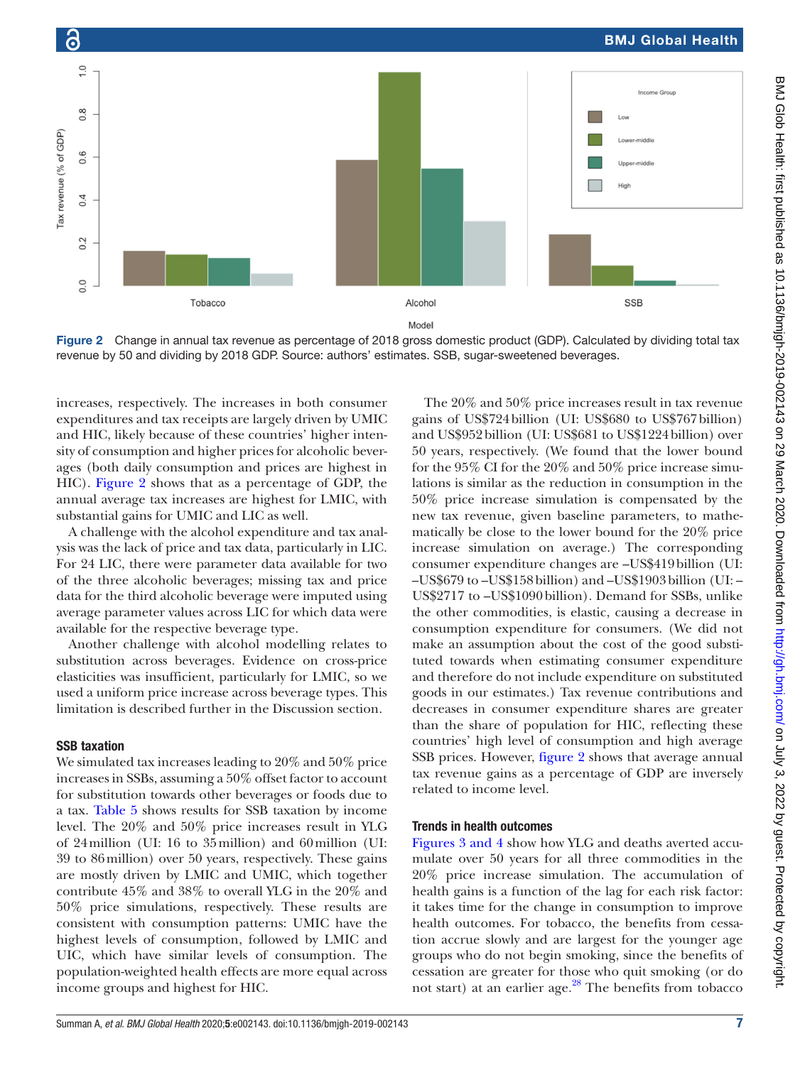Figure 2 Change in annual tax revenue as percentage of 2018 gross domestic product (GDP). Calculated by dividing total tax revenue by 50 and dividing by 2018 GDP. Source: authors' estimates. SSB, sugar-sweetened beverages.

increases, respectively. The increases in both consumer expenditures and tax receipts are largely driven by UMIC and HIC, likely because of these countries' higher intensity of consumption and higher prices for alcoholic beverages (both daily consumption and prices are highest in HIC). Figure 2 shows that as a percentage of GDP, the annual average tax increases are highest for LMIC, with substantial gains for UMIC and LIC as well.

A challenge with the alcohol expenditure and tax analysis was the lack of price and tax data, particularly in LIC. For 24 LIC, there were parameter data available for two of the three alcoholic beverages; missing tax and price data for the third alcoholic beverage were imputed using average parameter values across LIC for which data were available for the respective beverage type.

Another challenge with alcohol modelling relates to substitution across beverages. Evidence on cross-price elasticities was insufficient, particularly for LMIC, so we used a uniform price increase across beverage types. This limitation is described further in the Discussion section.

### SSB taxation

We simulated tax increases leading to 20% and 50% price increases in SSBs, assuming a 50% offset factor to account for substitution towards other beverages or foods due to a tax. Table 5 shows results for SSB taxation by income level. The 20% and 50% price increases result in YLG of 24 million (UI: 16 to 35 million) and 60 million (UI: 39 to 86 million) over 50 years, respectively. These gains are mostly driven by LMIC and UMIC, which together contribute 45% and 38% to overall YLG in the 20% and 50% price simulations, respectively. These results are consistent with consumption patterns: UMIC have the highest levels of consumption, followed by LMIC and UIC, which have similar levels of consumption. The population-weighted health effects are more equal across income groups and highest for HIC.

The 20% and 50% price increases result in tax revenue gains of US$724 billion (UI: US$680 to US$767 billion) and US$952 billion (UI: US$681 to US$1224 billion) over 50 years, respectively. (We found that the lower bound for the 95% CI for the 20% and 50% price increase simulations is similar as the reduction in consumption in the 50% price increase simulation is compensated by the new tax revenue, given baseline parameters, to mathematically be close to the lower bound for the 20% price increase simulation on average.) The corresponding consumer expenditure changes are –US$419 billion (UI: –US$679 to –US$158 billion) and –US$1903 billion (UI: –US$2717 to –US$1090 billion). Demand for SSBs, unlike the other commodities, is elastic, causing a decrease in consumption expenditure for consumers. (We did not make an assumption about the cost of the good substituted towards when estimating consumer expenditure and therefore do not include expenditure on substituted goods in our estimates.) Tax revenue contributions and decreases in consumer expenditure shares are greater than the share of population for HIC, reflecting these countries' high level of consumption and high average SSB prices. However, figure 2 shows that average annual tax revenue gains as a percentage of GDP are inversely related to income level.

### Trends in health outcomes

Figures 3 and 4 show how YLG and deaths averted accumulate over 50 years for all three commodities in the 20% price increase simulation. The accumulation of health gains is a function of the lag for each risk factor: it takes time for the change in consumption to improve health outcomes. For tobacco, the benefits from cessation accrue slowly and are largest for the younger age groups who do not begin smoking, since the benefits of cessation are greater for those who quit smoking (or do not start) at an earlier age.[28] The benefits from tobacco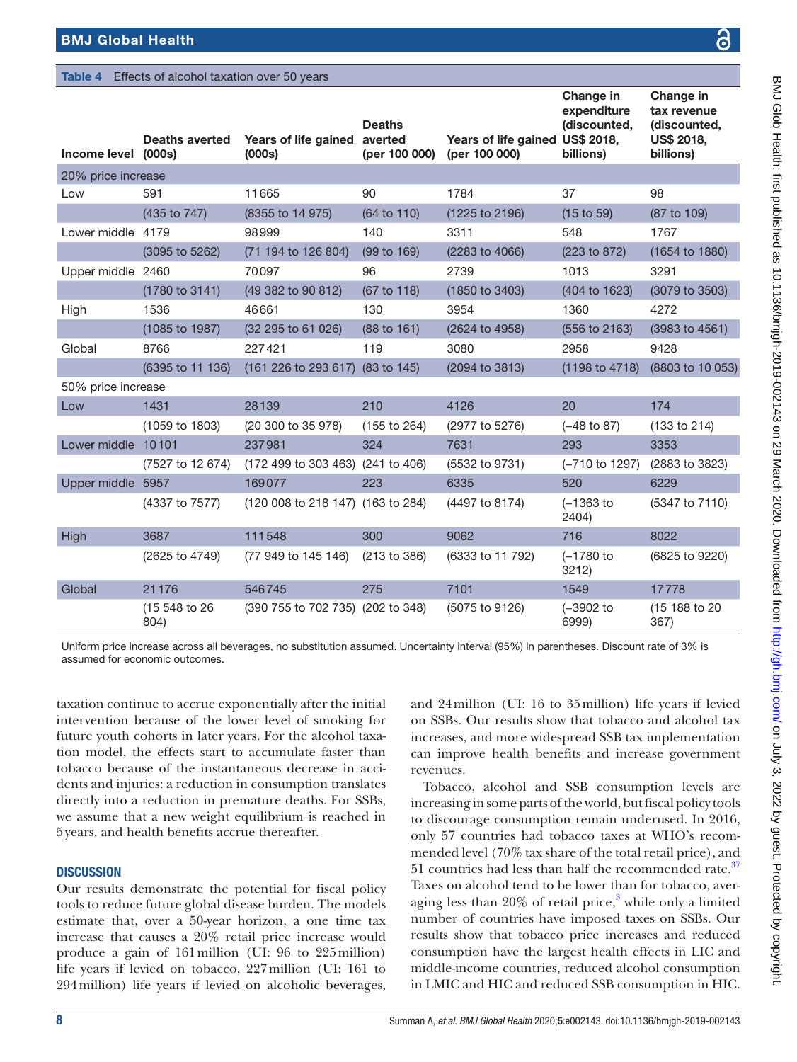**Table 4** Effects of alcohol taxation over 50 years

| Income level | Deaths averted (000s) | Years of life gained (000s) | Deaths averted (per 100 000) | Years of life gained (per 100 000) | Change in expenditure (discounted, US$ 2018, billions) | Change in tax revenue (discounted, US$ 2018, billions) |
|---|---|---|---|---|---|---|
| **20% price increase** | | | | | | |
| Low | 591 | 11665 | 90 | 1784 | 37 | 98 |
| | (435 to 747) | (8355 to 14 975) | (64 to 110) | (1225 to 2196) | (15 to 59) | (87 to 109) |
| Lower middle | 4179 | 98999 | 140 | 3311 | 548 | 1767 |
| | (3095 to 5262) | (71 194 to 126 804) | (99 to 169) | (2283 to 4066) | (223 to 872) | (1654 to 1880) |
| Upper middle | 2460 | 70097 | 96 | 2739 | 1013 | 3291 |
| | (1780 to 3141) | (49 382 to 90 812) | (67 to 118) | (1850 to 3403) | (404 to 1623) | (3079 to 3503) |
| High | 1536 | 46661 | 130 | 3954 | 1360 | 4272 |
| | (1085 to 1987) | (32 295 to 61 026) | (88 to 161) | (2624 to 4958) | (556 to 2163) | (3983 to 4561) |
| Global | 8766 | 227421 | 119 | 3080 | 2958 | 9428 |
| | (6395 to 11 136) | (161 226 to 293 617) | (83 to 145) | (2094 to 3813) | (1198 to 4718) | (8803 to 10 053) |
| **50% price increase** | | | | | | |
| Low | 1431 | 28139 | 210 | 4126 | 20 | 174 |
| | (1059 to 1803) | (20 300 to 35 978) | (155 to 264) | (2977 to 5276) | (−48 to 87) | (133 to 214) |
| Lower middle | 10101 | 237981 | 324 | 7631 | 293 | 3353 |
| | (7527 to 12 674) | (172 499 to 303 463) | (241 to 406) | (5532 to 9731) | (−710 to 1297) | (2883 to 3823) |
| Upper middle | 5957 | 169077 | 223 | 6335 | 520 | 6229 |
| | (4337 to 7577) | (120 008 to 218 147) | (163 to 284) | (4497 to 8174) | (−1363 to 2404) | (5347 to 7110) |
| High | 3687 | 111548 | 300 | 9062 | 716 | 8022 |
| | (2625 to 4749) | (77 949 to 145 146) | (213 to 386) | (6333 to 11 792) | (−1780 to 3212) | (6825 to 9220) |
| Global | 21176 | 546745 | 275 | 7101 | 1549 | 17778 |
| | (15 548 to 26 804) | (390 755 to 702 735) | (202 to 348) | (5075 to 9126) | (−3902 to 6999) | (15 188 to 20 367) |

Uniform price increase across all beverages, no substitution assumed. Uncertainty interval (95%) in parentheses. Discount rate of 3% is assumed for economic outcomes.

taxation continue to accrue exponentially after the initial intervention because of the lower level of smoking for future youth cohorts in later years. For the alcohol taxation model, the effects start to accumulate faster than tobacco because of the instantaneous decrease in accidents and injuries: a reduction in consumption translates directly into a reduction in premature deaths. For SSBs, we assume that a new weight equilibrium is reached in 5 years, and health benefits accrue thereafter.

## DISCUSSION

Our results demonstrate the potential for fiscal policy tools to reduce future global disease burden. The models estimate that, over a 50-year horizon, a one time tax increase that causes a 20% retail price increase would produce a gain of 161 million (UI: 96 to 225 million) life years if levied on tobacco, 227 million (UI: 161 to 294 million) life years if levied on alcoholic beverages, and 24 million (UI: 16 to 35 million) life years if levied on SSBs. Our results show that tobacco and alcohol tax increases, and more widespread SSB tax implementation can improve health benefits and increase government revenues.

Tobacco, alcohol and SSB consumption levels are increasing in some parts of the world, but fiscal policy tools to discourage consumption remain underused. In 2016, only 57 countries had tobacco taxes at WHO's recommended level (70% tax share of the total retail price), and 51 countries had less than half the recommended rate.[37] Taxes on alcohol tend to be lower than for tobacco, averaging less than 20% of retail price,[3] while only a limited number of countries have imposed taxes on SSBs. Our results show that tobacco price increases and reduced consumption have the largest health effects in LIC and middle-income countries, reduced alcohol consumption in LMIC and HIC and reduced SSB consumption in HIC.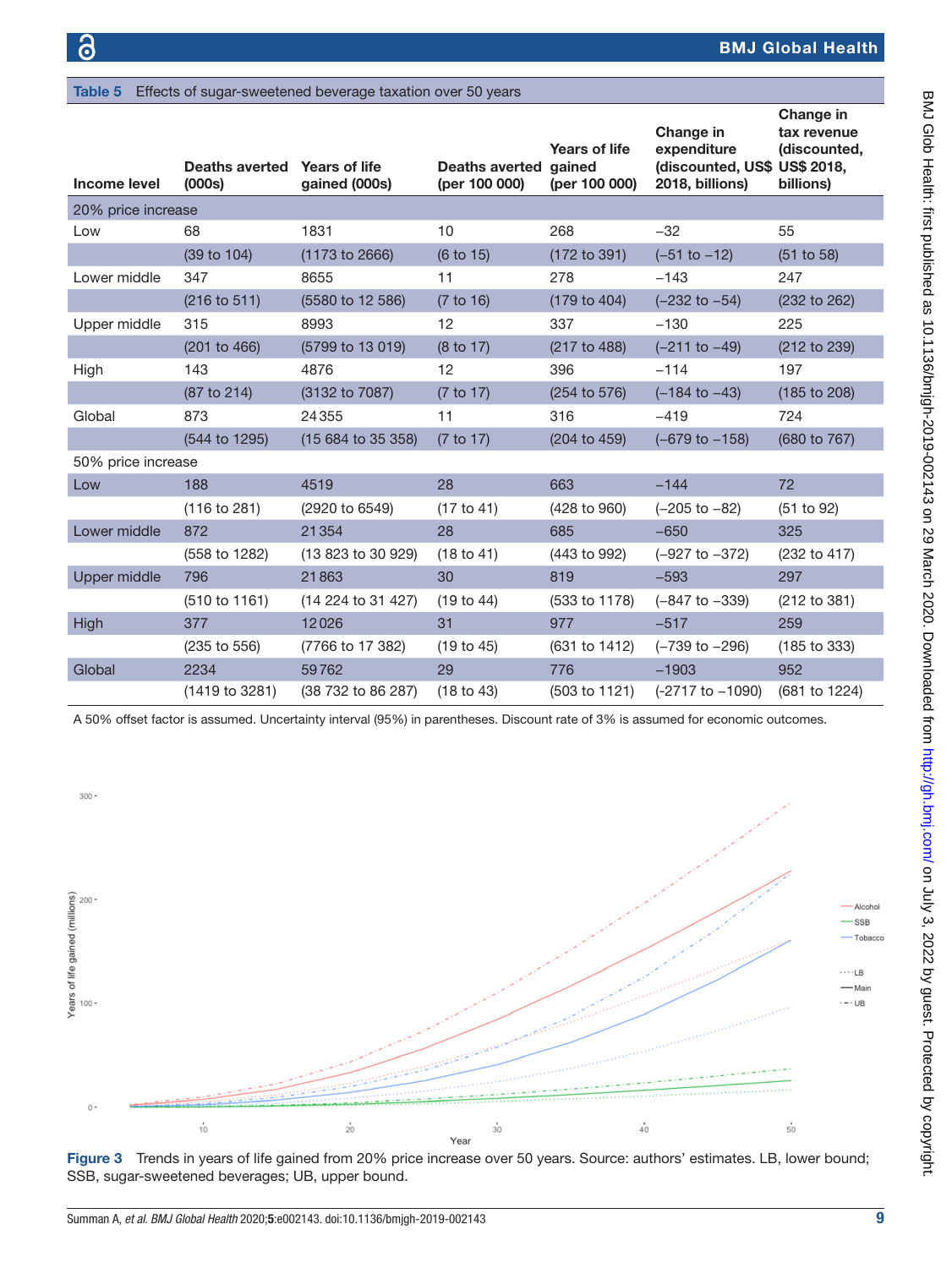**Table 5** Effects of sugar-sweetened beverage taxation over 50 years

| Income level | Deaths averted (000s) | Years of life gained (000s) | Deaths averted (per 100 000) | Years of life gained (per 100 000) | Change in expenditure (discounted, US$ 2018, billions) | Change in tax revenue (discounted, US$ 2018, billions) |
|---|---|---|---|---|---|---|
| 20% price increase | | | | | | |
| Low | 68 | 1831 | 10 | 268 | −32 | 55 |
| | (39 to 104) | (1173 to 2666) | (6 to 15) | (172 to 391) | (−51 to −12) | (51 to 58) |
| Lower middle | 347 | 8655 | 11 | 278 | −143 | 247 |
| | (216 to 511) | (5580 to 12 586) | (7 to 16) | (179 to 404) | (−232 to −54) | (232 to 262) |
| Upper middle | 315 | 8993 | 12 | 337 | −130 | 225 |
| | (201 to 466) | (5799 to 13 019) | (8 to 17) | (217 to 488) | (−211 to −49) | (212 to 239) |
| High | 143 | 4876 | 12 | 396 | −114 | 197 |
| | (87 to 214) | (3132 to 7087) | (7 to 17) | (254 to 576) | (−184 to −43) | (185 to 208) |
| Global | 873 | 24 355 | 11 | 316 | −419 | 724 |
| | (544 to 1295) | (15 684 to 35 358) | (7 to 17) | (204 to 459) | (−679 to −158) | (680 to 767) |
| 50% price increase | | | | | | |
| Low | 188 | 4519 | 28 | 663 | −144 | 72 |
| | (116 to 281) | (2920 to 6549) | (17 to 41) | (428 to 960) | (−205 to −82) | (51 to 92) |
| Lower middle | 872 | 21 354 | 28 | 685 | −650 | 325 |
| | (558 to 1282) | (13 823 to 30 929) | (18 to 41) | (443 to 992) | (−927 to −372) | (232 to 417) |
| Upper middle | 796 | 21 863 | 30 | 819 | −593 | 297 |
| | (510 to 1161) | (14 224 to 31 427) | (19 to 44) | (533 to 1178) | (−847 to −339) | (212 to 381) |
| High | 377 | 12 026 | 31 | 977 | −517 | 259 |
| | (235 to 556) | (7766 to 17 382) | (19 to 45) | (631 to 1412) | (−739 to −296) | (185 to 333) |
| Global | 2234 | 59 762 | 29 | 776 | −1903 | 952 |
| | (1419 to 3281) | (38 732 to 86 287) | (18 to 43) | (503 to 1121) | (−2717 to −1090) | (681 to 1224) |

A 50% offset factor is assumed. Uncertainty interval (95%) in parentheses. Discount rate of 3% is assumed for economic outcomes.

**Figure 3** Trends in years of life gained from 20% price increase over 50 years. Source: authors' estimates. LB, lower bound; SSB, sugar-sweetened beverages; UB, upper bound.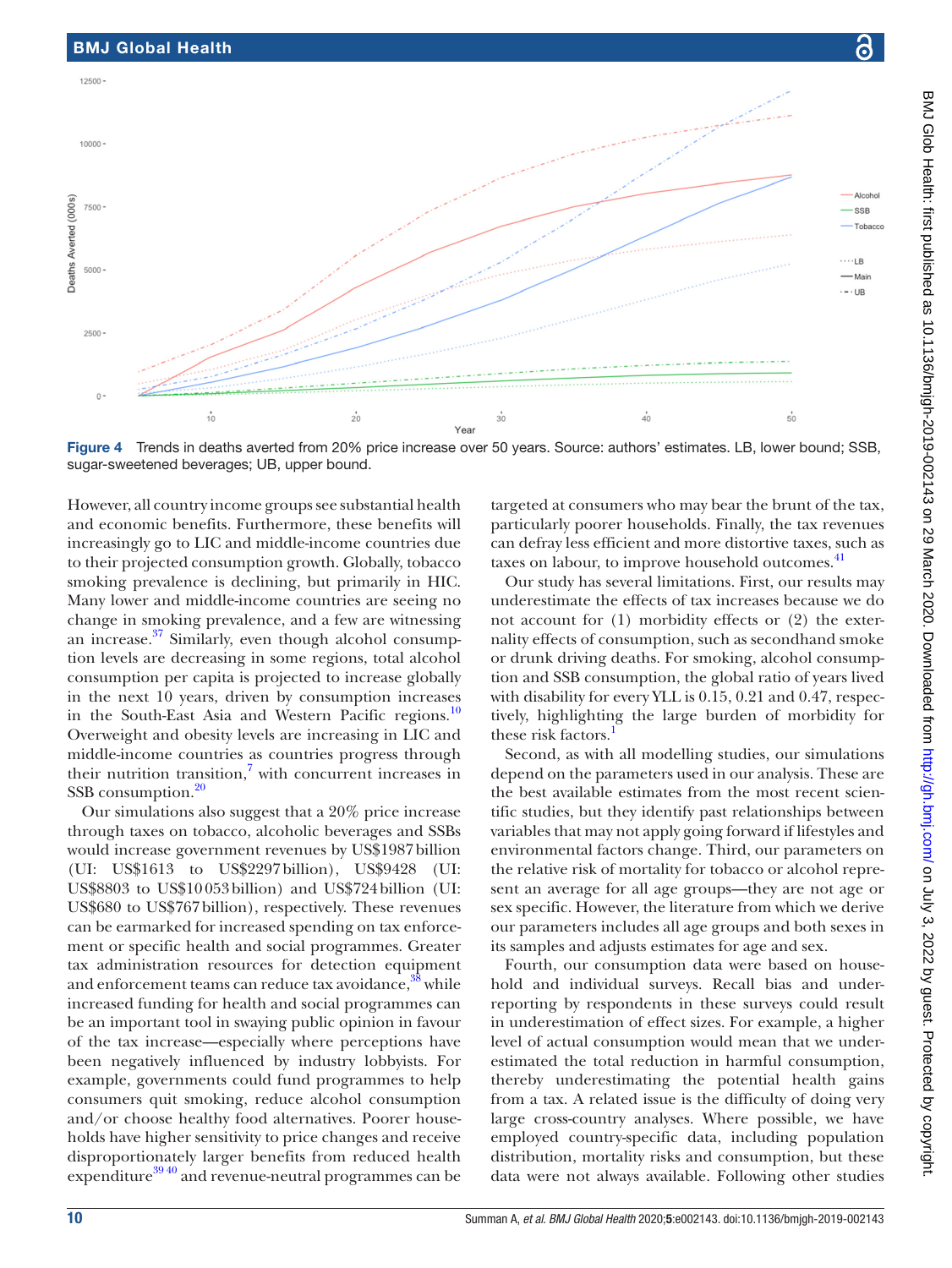Figure 4 Trends in deaths averted from 20% price increase over 50 years. Source: authors' estimates. LB, lower bound; SSB, sugar-sweetened beverages; UB, upper bound.

However, all country income groups see substantial health and economic benefits. Furthermore, these benefits will increasingly go to LIC and middle-income countries due to their projected consumption growth. Globally, tobacco smoking prevalence is declining, but primarily in HIC. Many lower and middle-income countries are seeing no change in smoking prevalence, and a few are witnessing an increase.[37] Similarly, even though alcohol consumption levels are decreasing in some regions, total alcohol consumption per capita is projected to increase globally in the next 10 years, driven by consumption increases in the South-East Asia and Western Pacific regions.[10] Overweight and obesity levels are increasing in LIC and middle-income countries as countries progress through their nutrition transition,[7] with concurrent increases in SSB consumption.[20]

Our simulations also suggest that a 20% price increase through taxes on tobacco, alcoholic beverages and SSBs would increase government revenues by US$1987 billion (UI: US$1613 to US$2297 billion), US$9428 (UI: US$8803 to US$10 053 billion) and US$724 billion (UI: US$680 to US$767 billion), respectively. These revenues can be earmarked for increased spending on tax enforcement or specific health and social programmes. Greater tax administration resources for detection equipment and enforcement teams can reduce tax avoidance,[38] while increased funding for health and social programmes can be an important tool in swaying public opinion in favour of the tax increase—especially where perceptions have been negatively influenced by industry lobbyists. For example, governments could fund programmes to help consumers quit smoking, reduce alcohol consumption and/or choose healthy food alternatives. Poorer households have higher sensitivity to price changes and receive disproportionately larger benefits from reduced health expenditure[39,40] and revenue-neutral programmes can be targeted at consumers who may bear the brunt of the tax, particularly poorer households. Finally, the tax revenues can defray less efficient and more distortive taxes, such as taxes on labour, to improve household outcomes.[41]

Our study has several limitations. First, our results may underestimate the effects of tax increases because we do not account for (1) morbidity effects or (2) the externality effects of consumption, such as secondhand smoke or drunk driving deaths. For smoking, alcohol consumption and SSB consumption, the global ratio of years lived with disability for every YLL is 0.15, 0.21 and 0.47, respectively, highlighting the large burden of morbidity for these risk factors.[1]

Second, as with all modelling studies, our simulations depend on the parameters used in our analysis. These are the best available estimates from the most recent scientific studies, but they identify past relationships between variables that may not apply going forward if lifestyles and environmental factors change. Third, our parameters on the relative risk of mortality for tobacco or alcohol represent an average for all age groups—they are not age or sex specific. However, the literature from which we derive our parameters includes all age groups and both sexes in its samples and adjusts estimates for age and sex.

Fourth, our consumption data were based on household and individual surveys. Recall bias and underreporting by respondents in these surveys could result in underestimation of effect sizes. For example, a higher level of actual consumption would mean that we underestimated the total reduction in harmful consumption, thereby underestimating the potential health gains from a tax. A related issue is the difficulty of doing very large cross-country analyses. Where possible, we have employed country-specific data, including population distribution, mortality risks and consumption, but these data were not always available. Following other studies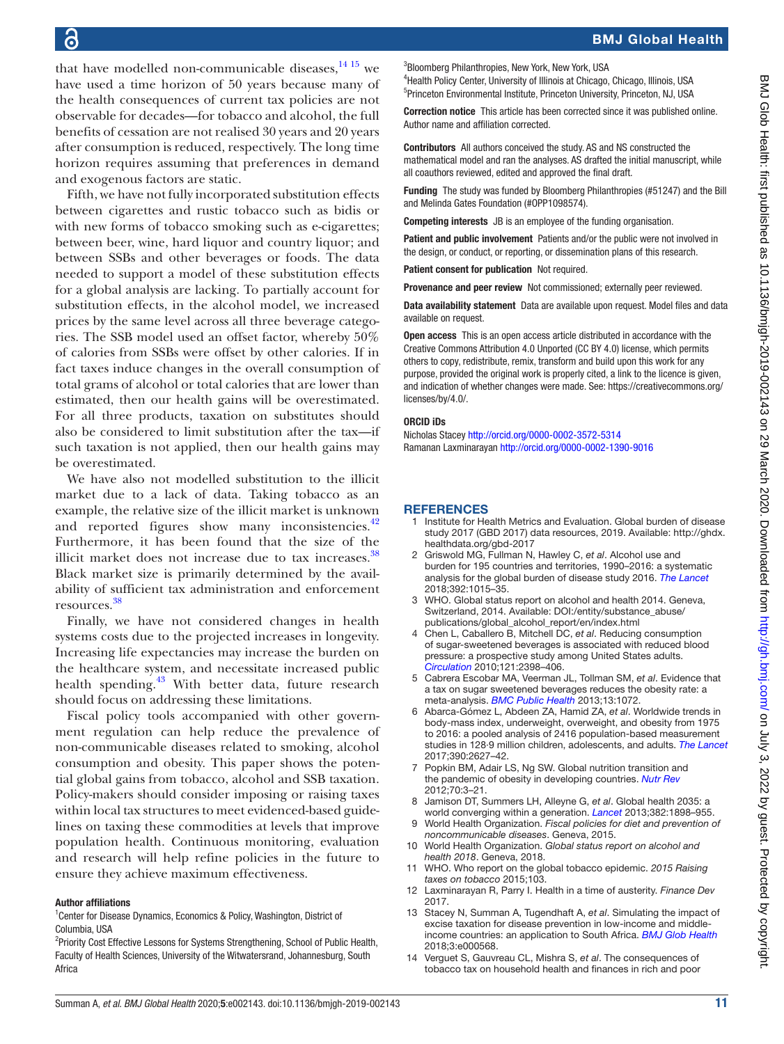that have modelled non-communicable diseases,[14 15] we have used a time horizon of 50 years because many of the health consequences of current tax policies are not observable for decades—for tobacco and alcohol, the full benefits of cessation are not realised 30 years and 20 years after consumption is reduced, respectively. The long time horizon requires assuming that preferences in demand and exogenous factors are static.

Fifth, we have not fully incorporated substitution effects between cigarettes and rustic tobacco such as bidis or with new forms of tobacco smoking such as e-cigarettes; between beer, wine, hard liquor and country liquor; and between SSBs and other beverages or foods. The data needed to support a model of these substitution effects for a global analysis are lacking. To partially account for substitution effects, in the alcohol model, we increased prices by the same level across all three beverage categories. The SSB model used an offset factor, whereby 50% of calories from SSBs were offset by other calories. If in fact taxes induce changes in the overall consumption of total grams of alcohol or total calories that are lower than estimated, then our health gains will be overestimated. For all three products, taxation on substitutes should also be considered to limit substitution after the tax—if such taxation is not applied, then our health gains may be overestimated.

We have also not modelled substitution to the illicit market due to a lack of data. Taking tobacco as an example, the relative size of the illicit market is unknown and reported figures show many inconsistencies.[42] Furthermore, it has been found that the size of the illicit market does not increase due to tax increases.[38] Black market size is primarily determined by the availability of sufficient tax administration and enforcement resources.[38]

Finally, we have not considered changes in health systems costs due to the projected increases in longevity. Increasing life expectancies may increase the burden on the healthcare system, and necessitate increased public health spending.[43] With better data, future research should focus on addressing these limitations.

Fiscal policy tools accompanied with other government regulation can help reduce the prevalence of non-communicable diseases related to smoking, alcohol consumption and obesity. This paper shows the potential global gains from tobacco, alcohol and SSB taxation. Policy-makers should consider imposing or raising taxes within local tax structures to meet evidenced-based guidelines on taxing these commodities at levels that improve population health. Continuous monitoring, evaluation and research will help refine policies in the future to ensure they achieve maximum effectiveness.

**Author affiliations**

[1]Center for Disease Dynamics, Economics & Policy, Washington, District of Columbia, USA
[2]Priority Cost Effective Lessons for Systems Strengthening, School of Public Health, Faculty of Health Sciences, University of the Witwatersrand, Johannesburg, South Africa
[3]Bloomberg Philanthropies, New York, New York, USA
[4]Health Policy Center, University of Illinois at Chicago, Chicago, Illinois, USA
[5]Princeton Environmental Institute, Princeton University, Princeton, NJ, USA

**Correction notice** This article has been corrected since it was published online. Author name and affiliation corrected.

**Contributors** All authors conceived the study. AS and NS constructed the mathematical model and ran the analyses. AS drafted the initial manuscript, while all coauthors reviewed, edited and approved the final draft.

**Funding** The study was funded by Bloomberg Philanthropies (#51247) and the Bill and Melinda Gates Foundation (#OPP1098574).

**Competing interests** JB is an employee of the funding organisation.

**Patient and public involvement** Patients and/or the public were not involved in the design, or conduct, or reporting, or dissemination plans of this research.

**Patient consent for publication** Not required.

**Provenance and peer review** Not commissioned; externally peer reviewed.

**Data availability statement** Data are available upon request. Model files and data available on request.

**Open access** This is an open access article distributed in accordance with the Creative Commons Attribution 4.0 Unported (CC BY 4.0) license, which permits others to copy, redistribute, remix, transform and build upon this work for any purpose, provided the original work is properly cited, a link to the licence is given, and indication of whether changes were made. See: https://creativecommons.org/licenses/by/4.0/.

**ORCID iDs**

Nicholas Stacey http://orcid.org/0000-0002-3572-5314
Ramanan Laxminarayan http://orcid.org/0000-0002-1390-9016

## REFERENCES

1. Institute for Health Metrics and Evaluation. Global burden of disease study 2017 (GBD 2017) data resources, 2019. Available: http://ghdx.healthdata.org/gbd-2017
2. Griswold MG, Fullman N, Hawley C, *et al*. Alcohol use and burden for 195 countries and territories, 1990–2016: a systematic analysis for the global burden of disease study 2016. *The Lancet* 2018;392:1015–35.
3. WHO. Global status report on alcohol and health 2014. Geneva, Switzerland, 2014. Available: DOI:/entity/substance_abuse/publications/global_alcohol_report/en/index.html
4. Chen L, Caballero B, Mitchell DC, *et al*. Reducing consumption of sugar-sweetened beverages is associated with reduced blood pressure: a prospective study among United States adults. *Circulation* 2010;121:2398–406.
5. Cabrera Escobar MA, Veerman JL, Tollman SM, *et al*. Evidence that a tax on sugar sweetened beverages reduces the obesity rate: a meta-analysis. *BMC Public Health* 2013;13:1072.
6. Abarca-Gómez L, Abdeen ZA, Hamid ZA, *et al*. Worldwide trends in body-mass index, underweight, overweight, and obesity from 1975 to 2016: a pooled analysis of 2416 population-based measurement studies in 128·9 million children, adolescents, and adults. *The Lancet* 2017;390:2627–42.
7. Popkin BM, Adair LS, Ng SW. Global nutrition transition and the pandemic of obesity in developing countries. *Nutr Rev* 2012;70:3–21.
8. Jamison DT, Summers LH, Alleyne G, *et al*. Global health 2035: a world converging within a generation. *Lancet* 2013;382:1898–955.
9. World Health Organization. *Fiscal policies for diet and prevention of noncommunicable diseases*. Geneva, 2015.
10. World Health Organization. *Global status report on alcohol and health 2018*. Geneva, 2018.
11. WHO. Who report on the global tobacco epidemic. *2015 Raising taxes on tobacco* 2015;103.
12. Laxminarayan R, Parry I. Health in a time of austerity. *Finance Dev* 2017.
13. Stacey N, Summan A, Tugendhaft A, *et al*. Simulating the impact of excise taxation for disease prevention in low-income and middle-income countries: an application to South Africa. *BMJ Glob Health* 2018;3:e000568.
14. Verguet S, Gauvreau CL, Mishra S, *et al*. The consequences of tobacco tax on household health and finances in rich and poor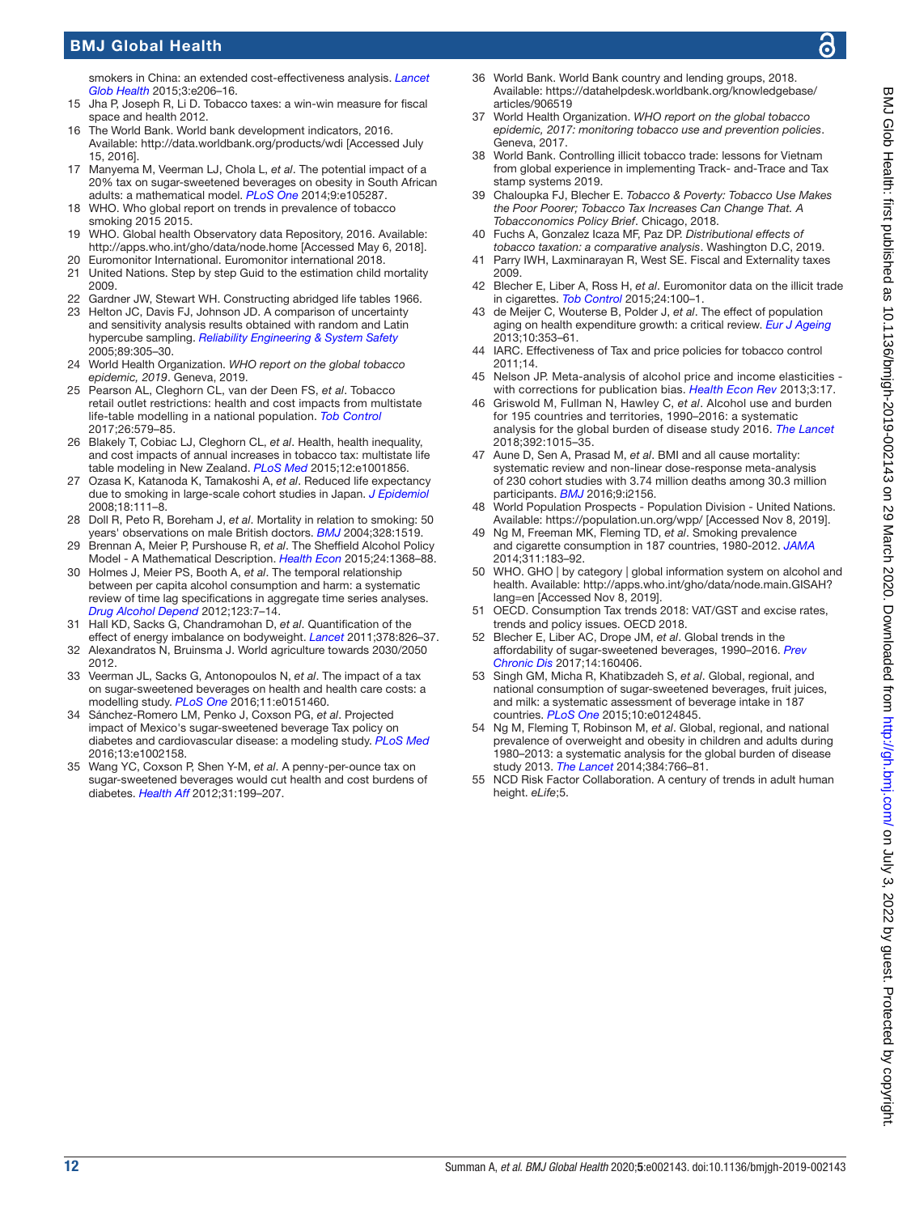smokers in China: an extended cost-effectiveness analysis. *Lancet Glob Health* 2015;3:e206–16.

15 Jha P, Joseph R, Li D. Tobacco taxes: a win-win measure for fiscal space and health 2012.
16 The World Bank. World bank development indicators, 2016. Available: http://data.worldbank.org/products/wdi [Accessed July 15, 2016].
17 Manyema M, Veerman LJ, Chola L, *et al*. The potential impact of a 20% tax on sugar-sweetened beverages on obesity in South African adults: a mathematical model. *PLoS One* 2014;9:e105287.
18 WHO. Who global report on trends in prevalence of tobacco smoking 2015 2015.
19 WHO. Global health Observatory data Repository, 2016. Available: http://apps.who.int/gho/data/node.home [Accessed May 6, 2018].
20 Euromonitor International. Euromonitor international 2018.
21 United Nations. Step by step Guid to the estimation child mortality 2009.
22 Gardner JW, Stewart WH. Constructing abridged life tables 1966.
23 Helton JC, Davis FJ, Johnson JD. A comparison of uncertainty and sensitivity analysis results obtained with random and Latin hypercube sampling. *Reliability Engineering & System Safety* 2005;89:305–30.
24 World Health Organization. *WHO report on the global tobacco epidemic, 2019*. Geneva, 2019.
25 Pearson AL, Cleghorn CL, van der Deen FS, *et al*. Tobacco retail outlet restrictions: health and cost impacts from multistate life-table modelling in a national population. *Tob Control* 2017;26:579–85.
26 Blakely T, Cobiac LJ, Cleghorn CL, *et al*. Health, health inequality, and cost impacts of annual increases in tobacco tax: multistate life table modeling in New Zealand. *PLoS Med* 2015;12:e1001856.
27 Ozasa K, Katanoda K, Tamakoshi A, *et al*. Reduced life expectancy due to smoking in large-scale cohort studies in Japan. *J Epidemiol* 2008;18:111–8.
28 Doll R, Peto R, Boreham J, *et al*. Mortality in relation to smoking: 50 years' observations on male British doctors. *BMJ* 2004;328:1519.
29 Brennan A, Meier P, Purshouse R, *et al*. The Sheffield Alcohol Policy Model - A Mathematical Description. *Health Econ* 2015;24:1368–88.
30 Holmes J, Meier PS, Booth A, *et al*. The temporal relationship between per capita alcohol consumption and harm: a systematic review of time lag specifications in aggregate time series analyses. *Drug Alcohol Depend* 2012;123:7–14.
31 Hall KD, Sacks G, Chandramohan D, *et al*. Quantification of the effect of energy imbalance on bodyweight. *Lancet* 2011;378:826–37.
32 Alexandratos N, Bruinsma J. World agriculture towards 2030/2050 2012.
33 Veerman JL, Sacks G, Antonopoulos N, *et al*. The impact of a tax on sugar-sweetened beverages on health and health care costs: a modelling study. *PLoS One* 2016;11:e0151460.
34 Sánchez-Romero LM, Penko J, Coxson PG, *et al*. Projected impact of Mexico's sugar-sweetened beverage Tax policy on diabetes and cardiovascular disease: a modeling study. *PLoS Med* 2016;13:e1002158.
35 Wang YC, Coxson P, Shen Y-M, *et al*. A penny-per-ounce tax on sugar-sweetened beverages would cut health and cost burdens of diabetes. *Health Aff* 2012;31:199–207.
36 World Bank. World Bank country and lending groups, 2018. Available: https://datahelpdesk.worldbank.org/knowledgebase/articles/906519
37 World Health Organization. *WHO report on the global tobacco epidemic, 2017: monitoring tobacco use and prevention policies*. Geneva, 2017.
38 World Bank. Controlling illicit tobacco trade: lessons for Vietnam from global experience in implementing Track- and-Trace and Tax stamp systems 2019.
39 Chaloupka FJ, Blecher E. *Tobacco & Poverty: Tobacco Use Makes the Poor Poorer; Tobacco Tax Increases Can Change That. A Tobacconomics Policy Brief*. Chicago, 2018.
40 Fuchs A, Gonzalez Icaza MF, Paz DP. *Distributional effects of tobacco taxation: a comparative analysis*. Washington D.C, 2019.
41 Parry IWH, Laxminarayan R, West SE. Fiscal and Externality taxes 2009.
42 Blecher E, Liber A, Ross H, *et al*. Euromonitor data on the illicit trade in cigarettes. *Tob Control* 2015;24:100–1.
43 de Meijer C, Wouterse B, Polder J, *et al*. The effect of population aging on health expenditure growth: a critical review. *Eur J Ageing* 2013;10:353–61.
44 IARC. Effectiveness of Tax and price policies for tobacco control 2011;14.
45 Nelson JP. Meta-analysis of alcohol price and income elasticities - with corrections for publication bias. *Health Econ Rev* 2013;3:17.
46 Griswold M, Fullman N, Hawley C, *et al*. Alcohol use and burden for 195 countries and territories, 1990–2016: a systematic analysis for the global burden of disease study 2016. *The Lancet* 2018;392:1015–35.
47 Aune D, Sen A, Prasad M, *et al*. BMI and all cause mortality: systematic review and non-linear dose-response meta-analysis of 230 cohort studies with 3.74 million deaths among 30.3 million participants. *BMJ* 2016;9:i2156.
48 World Population Prospects - Population Division - United Nations. Available: https://population.un.org/wpp/ [Accessed Nov 8, 2019].
49 Ng M, Freeman MK, Fleming TD, *et al*. Smoking prevalence and cigarette consumption in 187 countries, 1980-2012. *JAMA* 2014;311:183–92.
50 WHO. GHO | by category | global information system on alcohol and health. Available: http://apps.who.int/gho/data/node.main.GISAH?lang=en [Accessed Nov 8, 2019].
51 OECD. Consumption Tax trends 2018: VAT/GST and excise rates, trends and policy issues. OECD 2018.
52 Blecher E, Liber AC, Drope JM, *et al*. Global trends in the affordability of sugar-sweetened beverages, 1990–2016. *Prev Chronic Dis* 2017;14:160406.
53 Singh GM, Micha R, Khatibzadeh S, *et al*. Global, regional, and national consumption of sugar-sweetened beverages, fruit juices, and milk: a systematic assessment of beverage intake in 187 countries. *PLoS One* 2015;10:e0124845.
54 Ng M, Fleming T, Robinson M, *et al*. Global, regional, and national prevalence of overweight and obesity in children and adults during 1980–2013: a systematic analysis for the global burden of disease study 2013. *The Lancet* 2014;384:766–81.
55 NCD Risk Factor Collaboration. A century of trends in adult human height. *eLife*;5.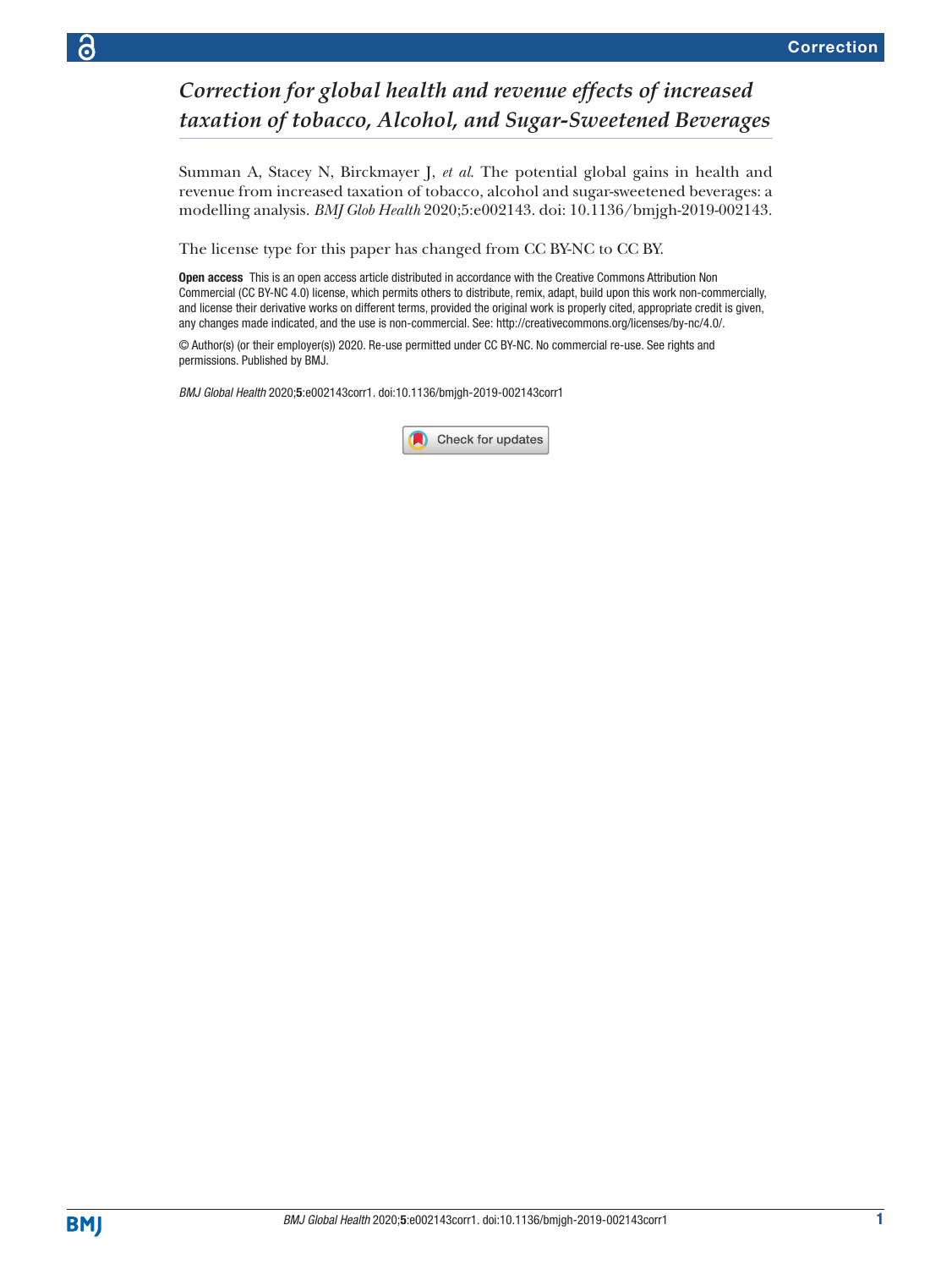# Correction for global health and revenue effects of increased taxation of tobacco, Alcohol, and Sugar-Sweetened Beverages

Summan A, Stacey N, Birckmayer J, *et al*. The potential global gains in health and revenue from increased taxation of tobacco, alcohol and sugar-sweetened beverages: a modelling analysis. *BMJ Glob Health* 2020;5:e002143. doi: 10.1136/bmjgh-2019-002143.

The license type for this paper has changed from CC BY-NC to CC BY.

**Open access** This is an open access article distributed in accordance with the Creative Commons Attribution Non Commercial (CC BY-NC 4.0) license, which permits others to distribute, remix, adapt, build upon this work non-commercially, and license their derivative works on different terms, provided the original work is properly cited, appropriate credit is given, any changes made indicated, and the use is non-commercial. See: http://creativecommons.org/licenses/by-nc/4.0/.

© Author(s) (or their employer(s)) 2020. Re-use permitted under CC BY-NC. No commercial re-use. See rights and permissions. Published by BMJ.

*BMJ Global Health* 2020;**5**:e002143corr1. doi:10.1136/bmjgh-2019-002143corr1